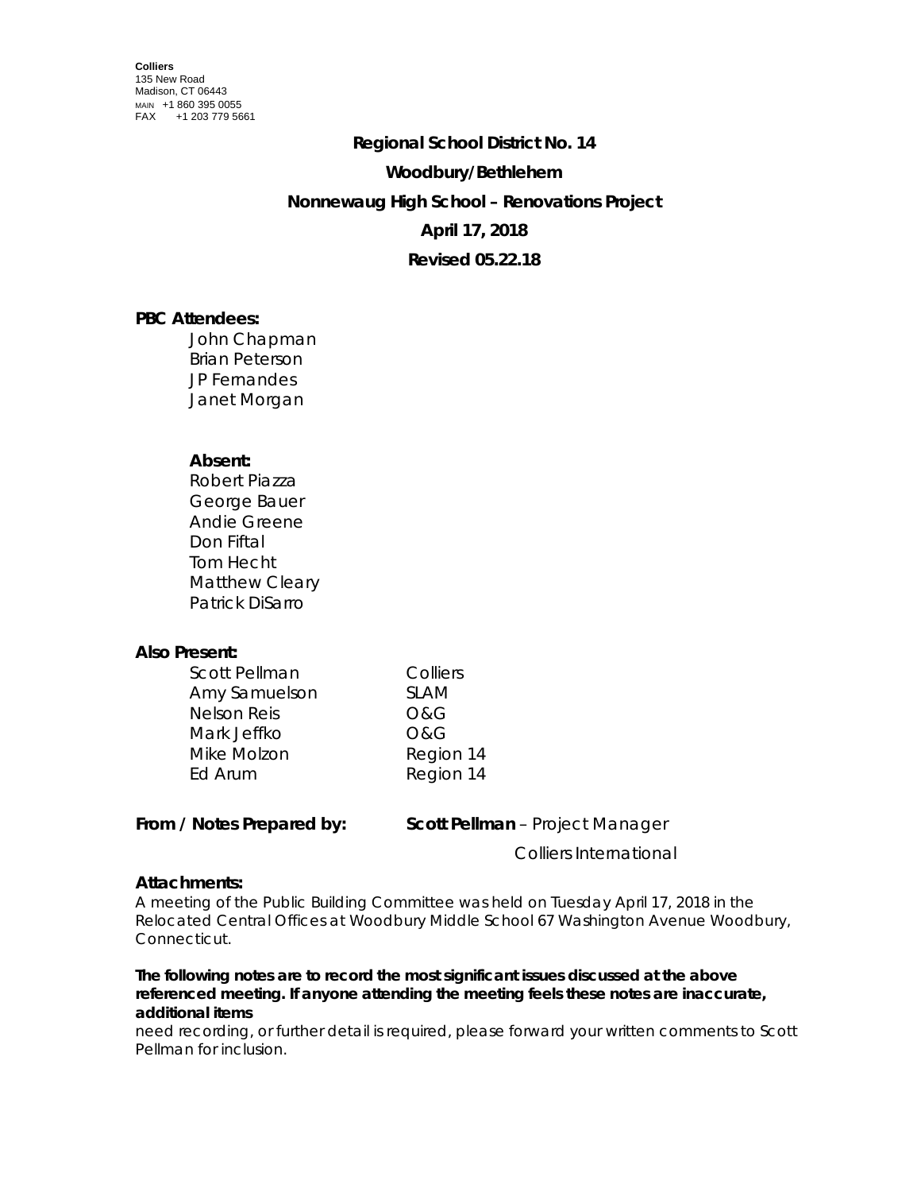**Colliers**
135 New Road
Madison, CT 06443
MAIN +1 860 395 0055
FAX +1 203 779 5661

**Regional School District No. 14**

**Woodbury/Bethlehem**

**Nonnewaug High School – Renovations Project**

**April 17, 2018**

**Revised 05.22.18**

**PBC Attendees:**

John Chapman
Brian Peterson
JP Fernandes
Janet Morgan

**Absent:**

Robert Piazza
George Bauer
Andie Greene
Don Fiftal
Tom Hecht
Matthew Cleary
Patrick DiSarro

**Also Present:**

| | |
|---|---|
| Scott Pellman | Colliers |
| Amy Samuelson | SLAM |
| Nelson Reis | O&G |
| Mark Jeffko | O&G |
| Mike Molzon | Region 14 |
| Ed Arum | Region 14 |

**From / Notes Prepared by:** **Scott Pellman** – Project Manager
Colliers International

**Attachments:**

A meeting of the Public Building Committee was held on Tuesday April 17, 2018 in the Relocated Central Offices at Woodbury Middle School 67 Washington Avenue Woodbury, Connecticut.

**The following notes are to record the most significant issues discussed at the above referenced meeting. If anyone attending the meeting feels these notes are inaccurate, additional items** need recording, or further detail is required, please forward your written comments to Scott Pellman for inclusion.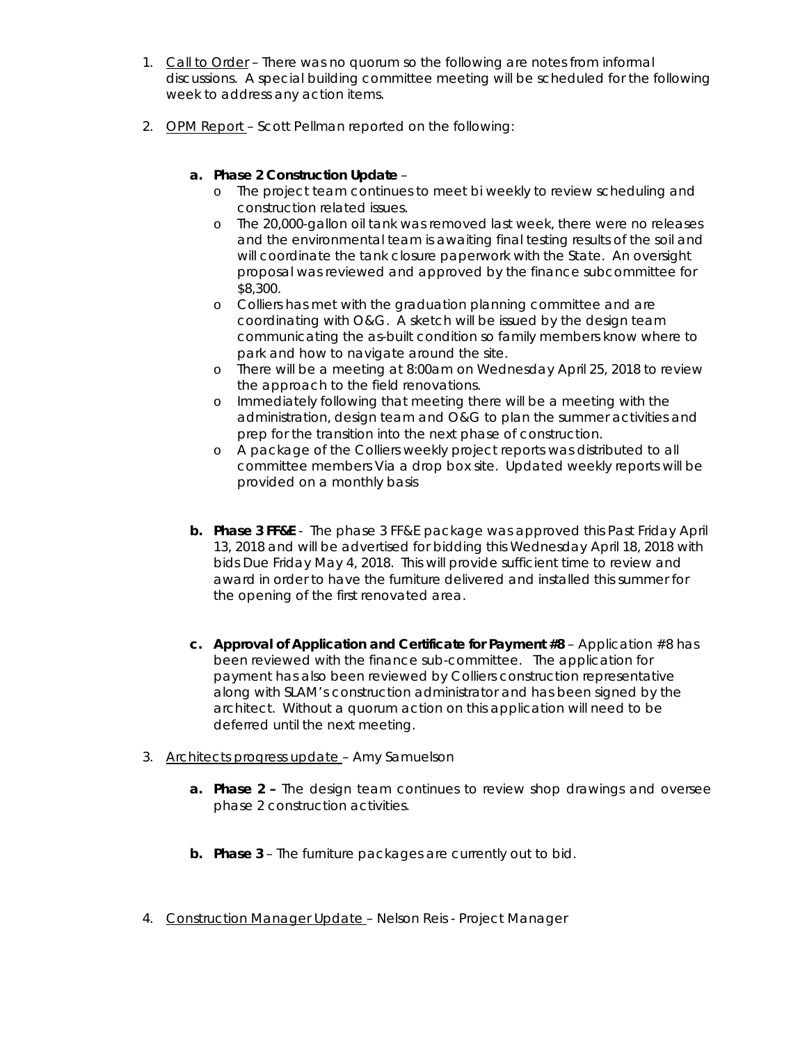1. <u>Call to Order</u> – There was no quorum so the following are notes from informal discussions. A special building committee meeting will be scheduled for the following week to address any action items.

2. <u>OPM Report</u> – Scott Pellman reported on the following:

   a. **Phase 2 Construction Update** –
      - The project team continues to meet bi weekly to review scheduling and construction related issues.
      - The 20,000-gallon oil tank was removed last week, there were no releases and the environmental team is awaiting final testing results of the soil and will coordinate the tank closure paperwork with the State. An oversight proposal was reviewed and approved by the finance subcommittee for $8,300.
      - Colliers has met with the graduation planning committee and are coordinating with O&G. A sketch will be issued by the design team communicating the as-built condition so family members know where to park and how to navigate around the site.
      - There will be a meeting at 8:00am on Wednesday April 25, 2018 to review the approach to the field renovations.
      - Immediately following that meeting there will be a meeting with the administration, design team and O&G to plan the summer activities and prep for the transition into the next phase of construction.
      - A package of the Colliers weekly project reports was distributed to all committee members Via a drop box site. Updated weekly reports will be provided on a monthly basis

   b. **Phase 3 FF&E** - The phase 3 FF&E package was approved this Past Friday April 13, 2018 and will be advertised for bidding this Wednesday April 18, 2018 with bids Due Friday May 4, 2018. This will provide sufficient time to review and award in order to have the furniture delivered and installed this summer for the opening of the first renovated area.

   c. **Approval of Application and Certificate for Payment #8** – Application #8 has been reviewed with the finance sub-committee. The application for payment has also been reviewed by Colliers construction representative along with SLAM's construction administrator and has been signed by the architect. Without a quorum action on this application will need to be deferred until the next meeting.

3. <u>Architects progress update</u> – Amy Samuelson

   a. **Phase 2 –** The design team continues to review shop drawings and oversee phase 2 construction activities.

   b. **Phase 3** – The furniture packages are currently out to bid.

4. <u>Construction Manager Update</u> – Nelson Reis - Project Manager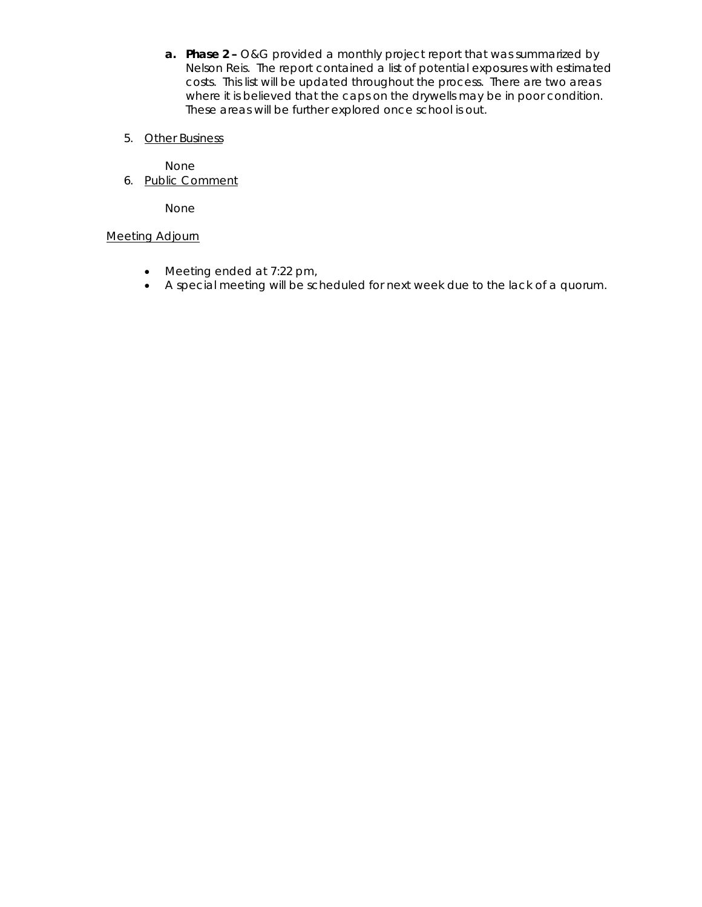a. **Phase 2 –** O&G provided a monthly project report that was summarized by Nelson Reis. The report contained a list of potential exposures with estimated costs. This list will be updated throughout the process. There are two areas where it is believed that the caps on the drywells may be in poor condition. These areas will be further explored once school is out.

5. Other Business

   None

6. Public Comment

   None

Meeting Adjourn

- Meeting ended at 7:22 pm,
- A special meeting will be scheduled for next week due to the lack of a quorum.